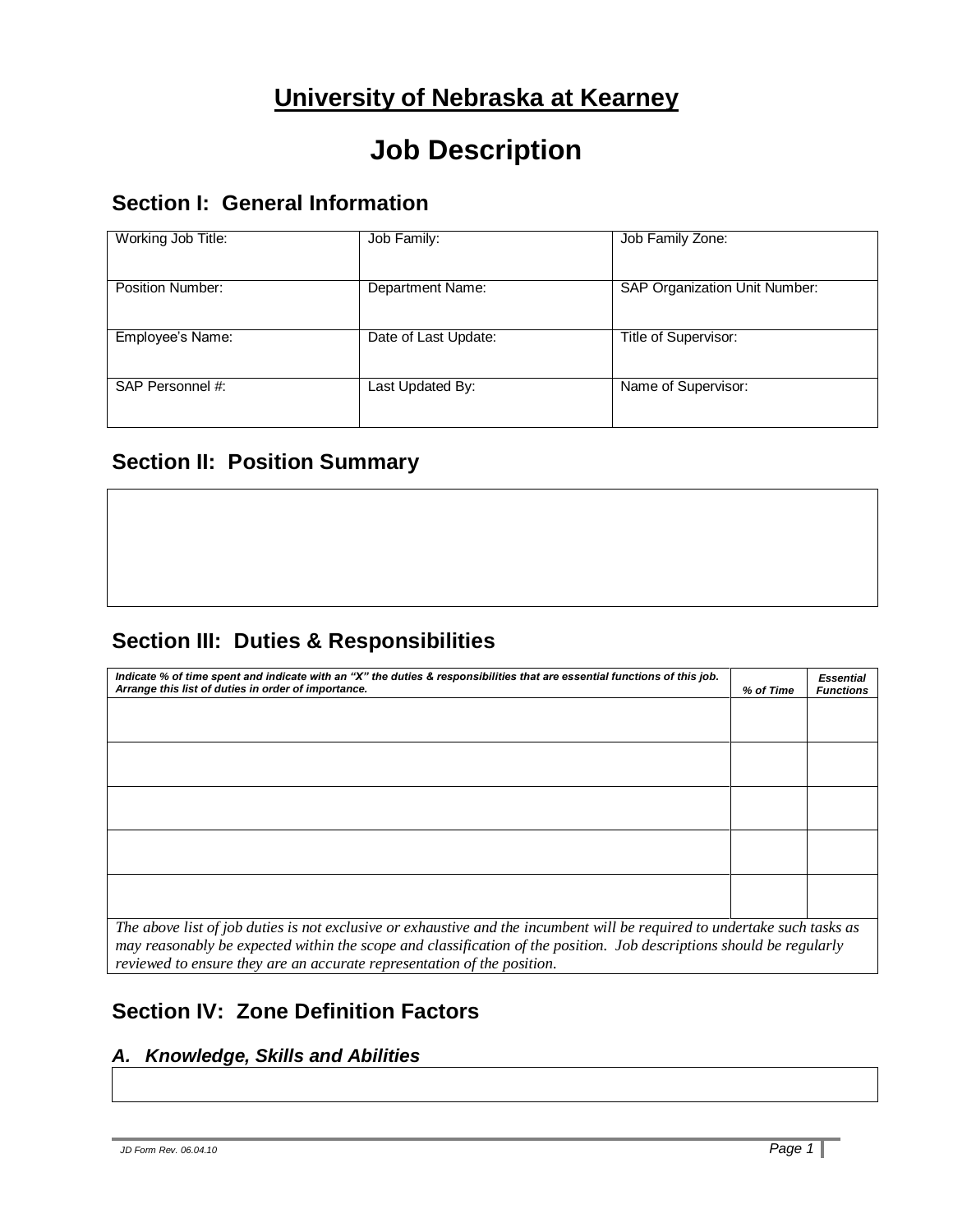# University of Nebraska at Kearney

# Job Description

## Section I: General Information

| Working Job Title: | Job Family: | Job Family Zone: |
|---|---|---|
| Position Number: | Department Name: | SAP Organization Unit Number: |
| Employee's Name: | Date of Last Update: | Title of Supervisor: |
| SAP Personnel #: | Last Updated By: | Name of Supervisor: |

## Section II: Position Summary

## Section III: Duties & Responsibilities

| ***Indicate % of time spent and indicate with an "X" the duties & responsibilities that are essential functions of this job. Arrange this list of duties in order of importance.*** | ***% of Time*** | ***Essential Functions*** |
|---|---|---|
| | | |
| | | |
| | | |
| | | |
| | | |

*The above list of job duties is not exclusive or exhaustive and the incumbent will be required to undertake such tasks as may reasonably be expected within the scope and classification of the position. Job descriptions should be regularly reviewed to ensure they are an accurate representation of the position.*

## Section IV: Zone Definition Factors

### *A. Knowledge, Skills and Abilities*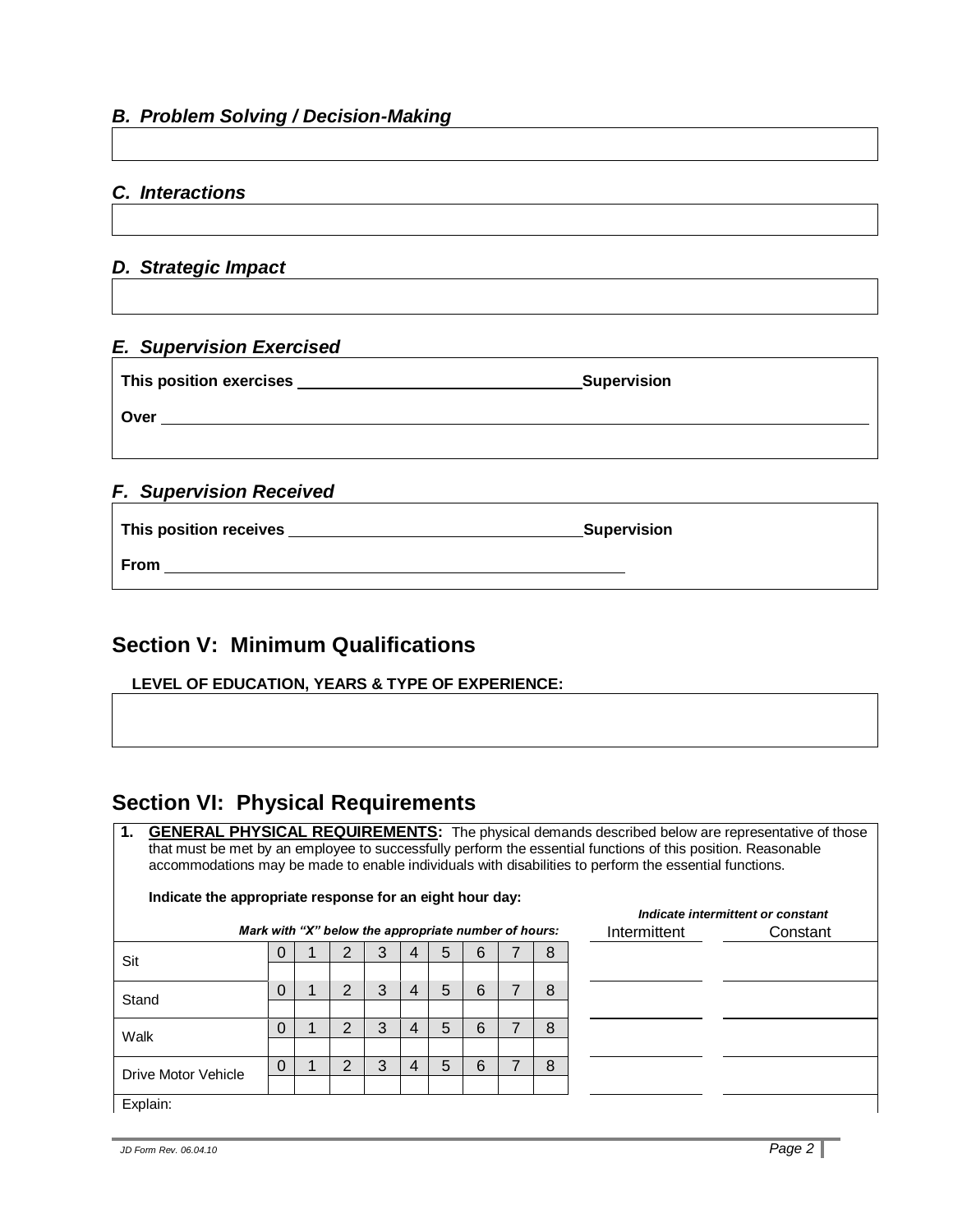### *B. Problem Solving / Decision-Making*

### *C. Interactions*

### *D. Strategic Impact*

### *E. Supervision Exercised*

**This position exercises** ______________________________ **Supervision**

**Over** ____________________________________________________________

### *F. Supervision Received*

**This position receives** ______________________________ **Supervision**

**From** ____________________________________________

## Section V: Minimum Qualifications

**LEVEL OF EDUCATION, YEARS & TYPE OF EXPERIENCE:**

## Section VI: Physical Requirements

1. **GENERAL PHYSICAL REQUIREMENTS:** The physical demands described below are representative of those that must be met by an employee to successfully perform the essential functions of this position. Reasonable accommodations may be made to enable individuals with disabilities to perform the essential functions.

   **Indicate the appropriate response for an eight hour day:**

| *Mark with "X" below the appropriate number of hours:* | | | | | | | | | | *Indicate intermittent or constant* | |
|---|---|---|---|---|---|---|---|---|---|---|---|
| | | | | | | | | | | Intermittent | Constant |
| Sit | 0 | 1 | 2 | 3 | 4 | 5 | 6 | 7 | 8 | | |
| | | | | | | | | | | | |
| Stand | 0 | 1 | 2 | 3 | 4 | 5 | 6 | 7 | 8 | | |
| | | | | | | | | | | | |
| Walk | 0 | 1 | 2 | 3 | 4 | 5 | 6 | 7 | 8 | | |
| | | | | | | | | | | | |
| Drive Motor Vehicle | 0 | 1 | 2 | 3 | 4 | 5 | 6 | 7 | 8 | | |
| | | | | | | | | | | | |

Explain:

JD Form Rev. 06.04.10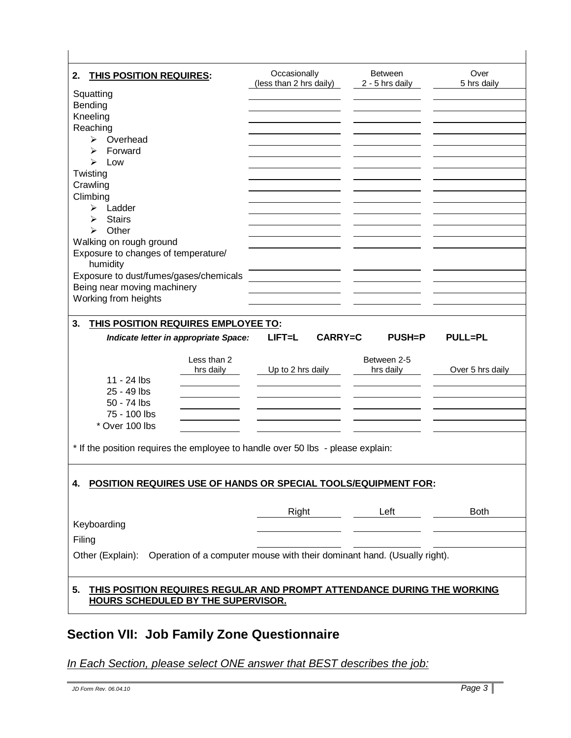**2. THIS POSITION REQUIRES:**

| | Occasionally (less than 2 hrs daily) | Between 2 - 5 hrs daily | Over 5 hrs daily |
|---|---|---|---|
| Squatting | | | |
| Bending | | | |
| Kneeling | | | |
| Reaching | | | |
| ➢ Overhead | | | |
| ➢ Forward | | | |
| ➢ Low | | | |
| Twisting | | | |
| Crawling | | | |
| Climbing | | | |
| ➢ Ladder | | | |
| ➢ Stairs | | | |
| ➢ Other | | | |
| Walking on rough ground | | | |
| Exposure to changes of temperature/ humidity | | | |
| Exposure to dust/fumes/gases/chemicals | | | |
| Being near moving machinery | | | |
| Working from heights | | | |

**3. THIS POSITION REQUIRES EMPLOYEE TO:**

***Indicate letter in appropriate Space:*** **LIFT=L CARRY=C PUSH=P PULL=PL**

| | Less than 2 hrs daily | Up to 2 hrs daily | Between 2-5 hrs daily | Over 5 hrs daily |
|---|---|---|---|---|
| 11 - 24 lbs | | | | |
| 25 - 49 lbs | | | | |
| 50 - 74 lbs | | | | |
| 75 - 100 lbs | | | | |
| * Over 100 lbs | | | | |

* If the position requires the employee to handle over 50 lbs - please explain:

**4. POSITION REQUIRES USE OF HANDS OR SPECIAL TOOLS/EQUIPMENT FOR:**

| | Right | Left | Both |
|---|---|---|---|
| Keyboarding | | | |
| Filing | | | |

Other (Explain): Operation of a computer mouse with their dominant hand. (Usually right).

**5. THIS POSITION REQUIRES REGULAR AND PROMPT ATTENDANCE DURING THE WORKING HOURS SCHEDULED BY THE SUPERVISOR.**

## Section VII: Job Family Zone Questionnaire

*In Each Section, please select ONE answer that BEST describes the job:*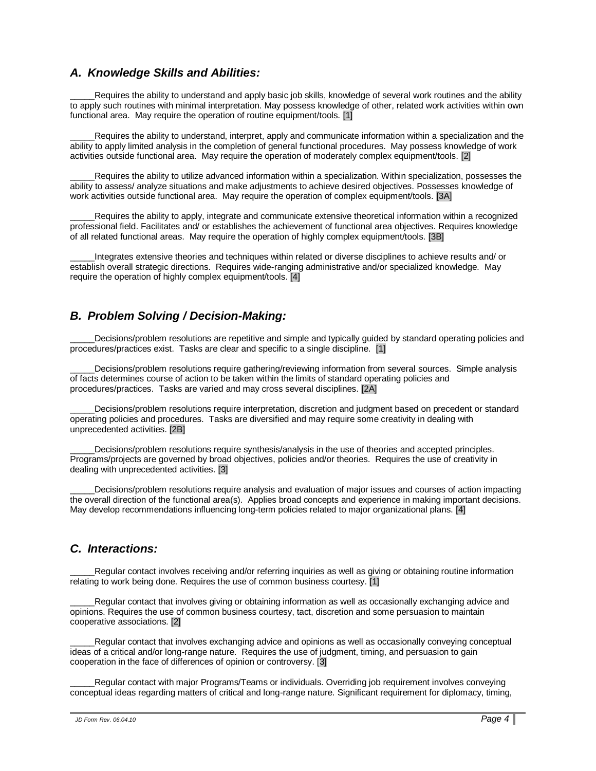## *A. Knowledge Skills and Abilities:*

_____Requires the ability to understand and apply basic job skills, knowledge of several work routines and the ability to apply such routines with minimal interpretation. May possess knowledge of other, related work activities within own functional area. May require the operation of routine equipment/tools. [1]

_____Requires the ability to understand, interpret, apply and communicate information within a specialization and the ability to apply limited analysis in the completion of general functional procedures. May possess knowledge of work activities outside functional area. May require the operation of moderately complex equipment/tools. [2]

_____Requires the ability to utilize advanced information within a specialization. Within specialization, possesses the ability to assess/ analyze situations and make adjustments to achieve desired objectives. Possesses knowledge of work activities outside functional area. May require the operation of complex equipment/tools. [3A]

_____Requires the ability to apply, integrate and communicate extensive theoretical information within a recognized professional field. Facilitates and/ or establishes the achievement of functional area objectives. Requires knowledge of all related functional areas. May require the operation of highly complex equipment/tools. [3B]

_____Integrates extensive theories and techniques within related or diverse disciplines to achieve results and/ or establish overall strategic directions. Requires wide-ranging administrative and/or specialized knowledge. May require the operation of highly complex equipment/tools. [4]

## *B. Problem Solving / Decision-Making:*

_____Decisions/problem resolutions are repetitive and simple and typically guided by standard operating policies and procedures/practices exist. Tasks are clear and specific to a single discipline. [1]

_____Decisions/problem resolutions require gathering/reviewing information from several sources. Simple analysis of facts determines course of action to be taken within the limits of standard operating policies and procedures/practices. Tasks are varied and may cross several disciplines. [2A]

_____Decisions/problem resolutions require interpretation, discretion and judgment based on precedent or standard operating policies and procedures. Tasks are diversified and may require some creativity in dealing with unprecedented activities. [2B]

_____Decisions/problem resolutions require synthesis/analysis in the use of theories and accepted principles. Programs/projects are governed by broad objectives, policies and/or theories. Requires the use of creativity in dealing with unprecedented activities. [3]

_____Decisions/problem resolutions require analysis and evaluation of major issues and courses of action impacting the overall direction of the functional area(s). Applies broad concepts and experience in making important decisions. May develop recommendations influencing long-term policies related to major organizational plans. [4]

## *C. Interactions:*

_____Regular contact involves receiving and/or referring inquiries as well as giving or obtaining routine information relating to work being done. Requires the use of common business courtesy. [1]

_____Regular contact that involves giving or obtaining information as well as occasionally exchanging advice and opinions. Requires the use of common business courtesy, tact, discretion and some persuasion to maintain cooperative associations. [2]

_____Regular contact that involves exchanging advice and opinions as well as occasionally conveying conceptual ideas of a critical and/or long-range nature. Requires the use of judgment, timing, and persuasion to gain cooperation in the face of differences of opinion or controversy. [3]

_____Regular contact with major Programs/Teams or individuals. Overriding job requirement involves conveying conceptual ideas regarding matters of critical and long-range nature. Significant requirement for diplomacy, timing,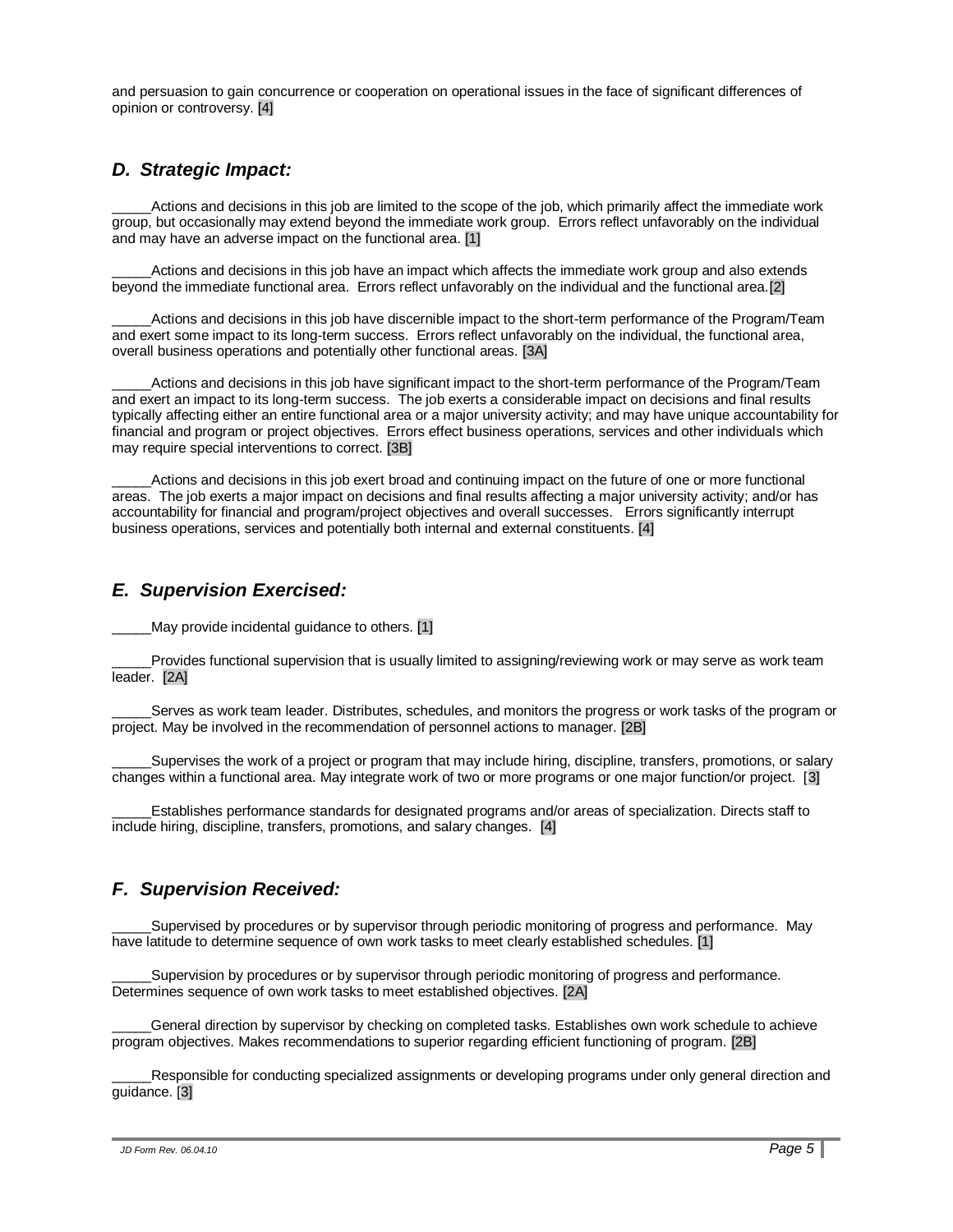and persuasion to gain concurrence or cooperation on operational issues in the face of significant differences of opinion or controversy. [4]

## *D. Strategic Impact:*

_____Actions and decisions in this job are limited to the scope of the job, which primarily affect the immediate work group, but occasionally may extend beyond the immediate work group. Errors reflect unfavorably on the individual and may have an adverse impact on the functional area. [1]

_____Actions and decisions in this job have an impact which affects the immediate work group and also extends beyond the immediate functional area. Errors reflect unfavorably on the individual and the functional area. [2]

_____Actions and decisions in this job have discernible impact to the short-term performance of the Program/Team and exert some impact to its long-term success. Errors reflect unfavorably on the individual, the functional area, overall business operations and potentially other functional areas. [3A]

_____Actions and decisions in this job have significant impact to the short-term performance of the Program/Team and exert an impact to its long-term success. The job exerts a considerable impact on decisions and final results typically affecting either an entire functional area or a major university activity; and may have unique accountability for financial and program or project objectives. Errors effect business operations, services and other individuals which may require special interventions to correct. [3B]

_____Actions and decisions in this job exert broad and continuing impact on the future of one or more functional areas. The job exerts a major impact on decisions and final results affecting a major university activity; and/or has accountability for financial and program/project objectives and overall successes. Errors significantly interrupt business operations, services and potentially both internal and external constituents. [4]

## *E. Supervision Exercised:*

_____May provide incidental guidance to others. [1]

_____Provides functional supervision that is usually limited to assigning/reviewing work or may serve as work team leader. [2A]

_____Serves as work team leader. Distributes, schedules, and monitors the progress or work tasks of the program or project. May be involved in the recommendation of personnel actions to manager. [2B]

_____Supervises the work of a project or program that may include hiring, discipline, transfers, promotions, or salary changes within a functional area. May integrate work of two or more programs or one major function/or project. [3]

_____Establishes performance standards for designated programs and/or areas of specialization. Directs staff to include hiring, discipline, transfers, promotions, and salary changes. [4]

## *F. Supervision Received:*

_____Supervised by procedures or by supervisor through periodic monitoring of progress and performance. May have latitude to determine sequence of own work tasks to meet clearly established schedules. [1]

_____Supervision by procedures or by supervisor through periodic monitoring of progress and performance. Determines sequence of own work tasks to meet established objectives. [2A]

_____General direction by supervisor by checking on completed tasks. Establishes own work schedule to achieve program objectives. Makes recommendations to superior regarding efficient functioning of program. [2B]

_____Responsible for conducting specialized assignments or developing programs under only general direction and guidance. [3]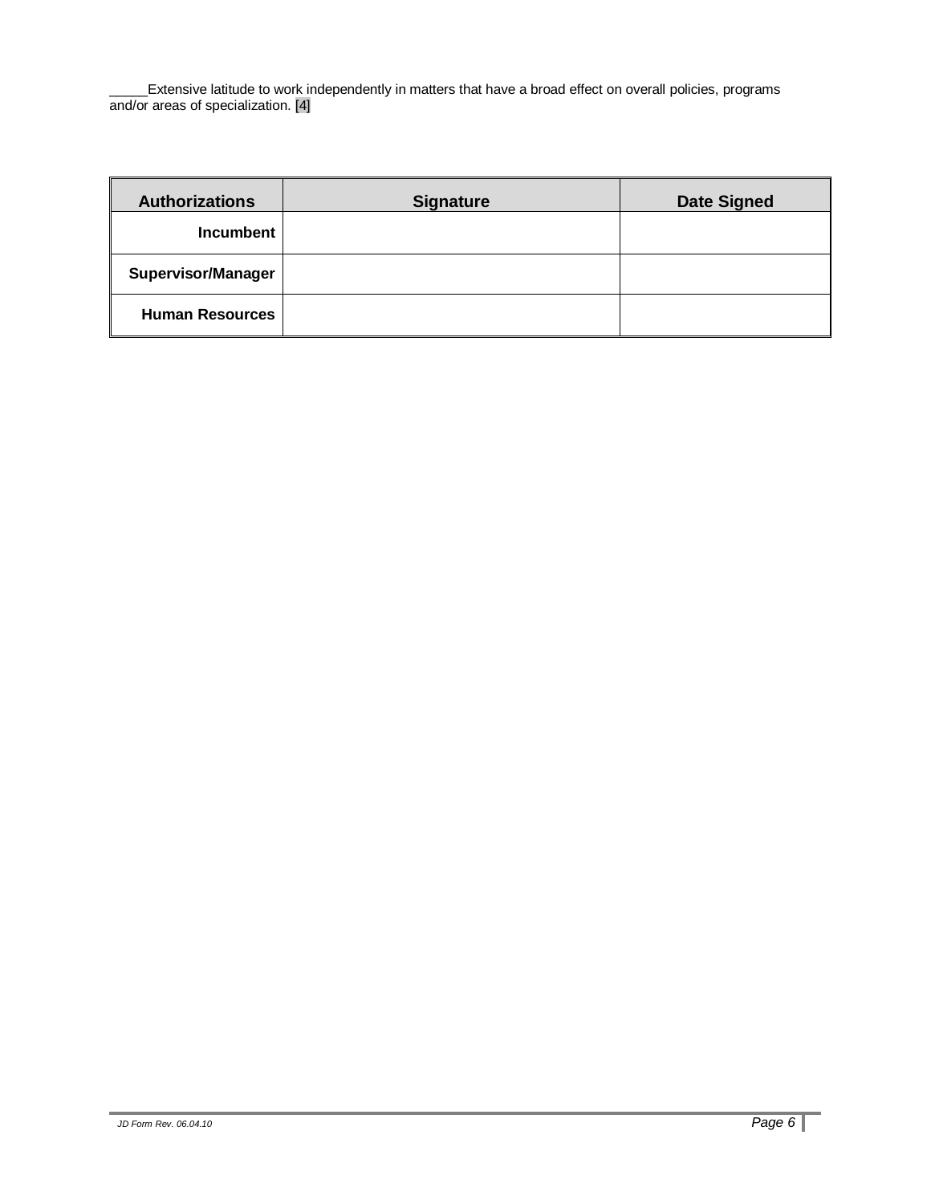_____Extensive latitude to work independently in matters that have a broad effect on overall policies, programs and/or areas of specialization. [4]

| Authorizations | Signature | Date Signed |
| --- | --- | --- |
| **Incumbent** | | |
| **Supervisor/Manager** | | |
| **Human Resources** | | |